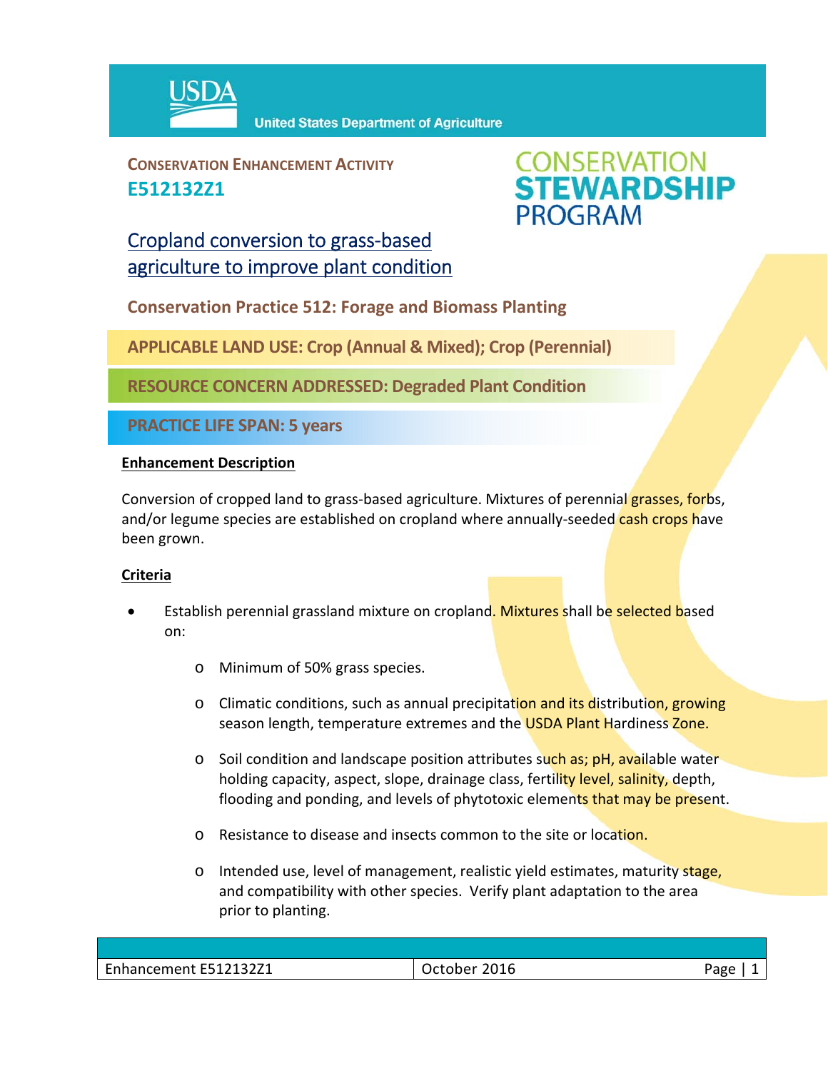USDA United States Department of Agriculture

**CONSERVATION ENHANCEMENT ACTIVITY**
**E512132Z1**

CONSERVATION STEWARDSHIP PROGRAM

# Cropland conversion to grass-based agriculture to improve plant condition

## Conservation Practice 512: Forage and Biomass Planting

**APPLICABLE LAND USE: Crop (Annual & Mixed); Crop (Perennial)**

**RESOURCE CONCERN ADDRESSED: Degraded Plant Condition**

**PRACTICE LIFE SPAN: 5 years**

### Enhancement Description

Conversion of cropped land to grass-based agriculture. Mixtures of perennial grasses, forbs, and/or legume species are established on cropland where annually-seeded cash crops have been grown.

### Criteria

- Establish perennial grassland mixture on cropland. Mixtures shall be selected based on:
  - Minimum of 50% grass species.
  - Climatic conditions, such as annual precipitation and its distribution, growing season length, temperature extremes and the USDA Plant Hardiness Zone.
  - Soil condition and landscape position attributes such as; pH, available water holding capacity, aspect, slope, drainage class, fertility level, salinity, depth, flooding and ponding, and levels of phytotoxic elements that may be present.
  - Resistance to disease and insects common to the site or location.
  - Intended use, level of management, realistic yield estimates, maturity stage, and compatibility with other species. Verify plant adaptation to the area prior to planting.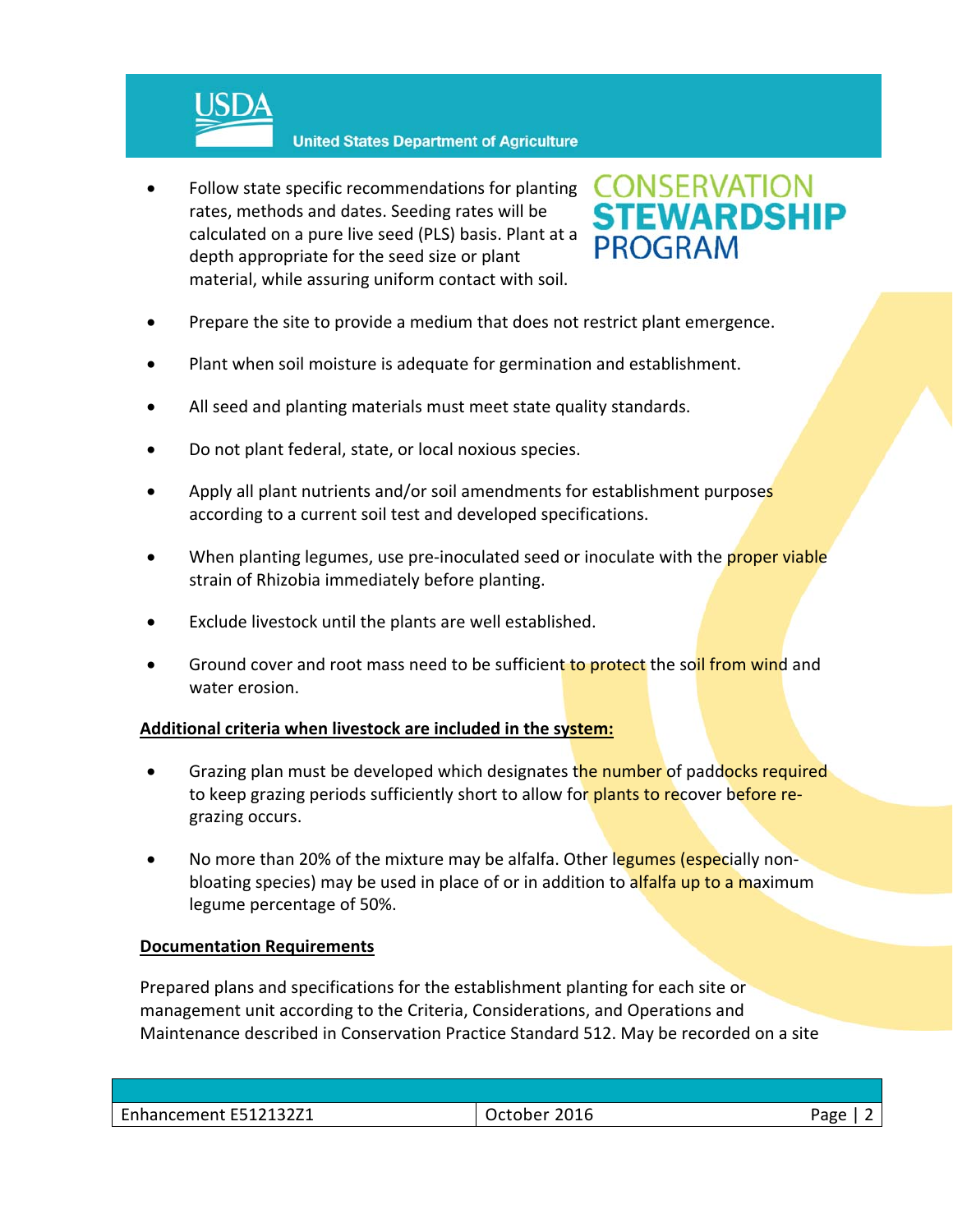- Follow state specific recommendations for planting rates, methods and dates. Seeding rates will be calculated on a pure live seed (PLS) basis. Plant at a depth appropriate for the seed size or plant material, while assuring uniform contact with soil.

- Prepare the site to provide a medium that does not restrict plant emergence.

- Plant when soil moisture is adequate for germination and establishment.

- All seed and planting materials must meet state quality standards.

- Do not plant federal, state, or local noxious species.

- Apply all plant nutrients and/or soil amendments for establishment purposes according to a current soil test and developed specifications.

- When planting legumes, use pre-inoculated seed or inoculate with the proper viable strain of Rhizobia immediately before planting.

- Exclude livestock until the plants are well established.

- Ground cover and root mass need to be sufficient to protect the soil from wind and water erosion.

**Additional criteria when livestock are included in the system:**

- Grazing plan must be developed which designates the number of paddocks required to keep grazing periods sufficiently short to allow for plants to recover before re-grazing occurs.

- No more than 20% of the mixture may be alfalfa. Other legumes (especially non-bloating species) may be used in place of or in addition to alfalfa up to a maximum legume percentage of 50%.

**Documentation Requirements**

Prepared plans and specifications for the establishment planting for each site or management unit according to the Criteria, Considerations, and Operations and Maintenance described in Conservation Practice Standard 512. May be recorded on a site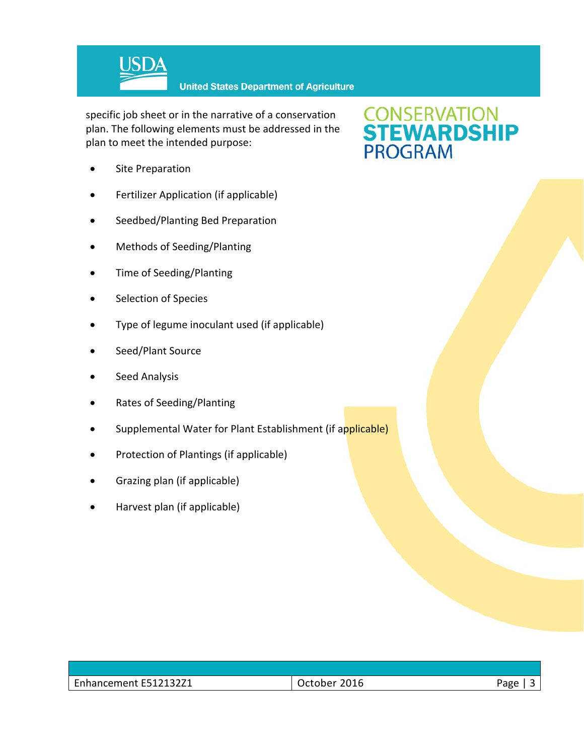specific job sheet or in the narrative of a conservation plan. The following elements must be addressed in the plan to meet the intended purpose:

- Site Preparation
- Fertilizer Application (if applicable)
- Seedbed/Planting Bed Preparation
- Methods of Seeding/Planting
- Time of Seeding/Planting
- Selection of Species
- Type of legume inoculant used (if applicable)
- Seed/Plant Source
- Seed Analysis
- Rates of Seeding/Planting
- Supplemental Water for Plant Establishment (if applicable)
- Protection of Plantings (if applicable)
- Grazing plan (if applicable)
- Harvest plan (if applicable)